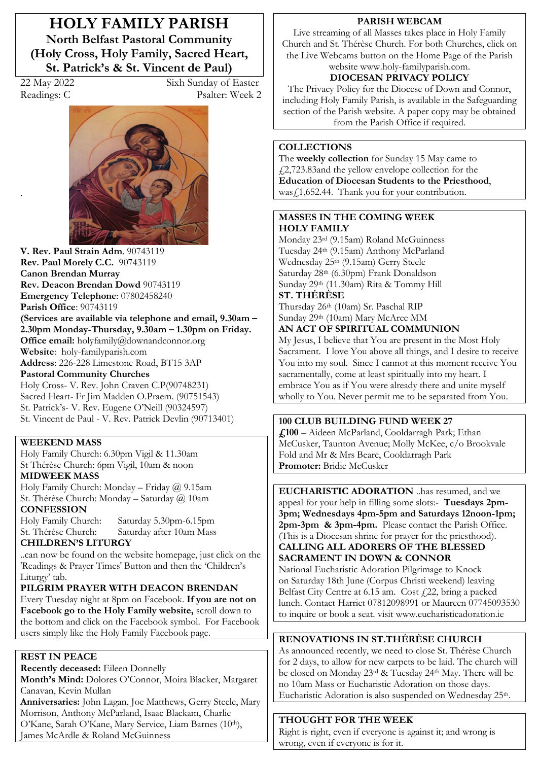# HOLY FAMILY PARISH

**North Belfast Pastoral Community (Holy Cross, Holy Family, Sacred Heart, St. Patrick's & St. Vincent de Paul)**

22 May 2022 Sixh Sunday of Easter
Readings: C Psalter: Week 2

**V. Rev. Paul Strain Adm**. 90743119
**Rev. Paul Morely C.C.** 90743119
**Canon Brendan Murray**
**Rev. Deacon Brendan Dowd** 90743119
**Emergency Telephone**: 07802458240
**Parish Office**: 90743119
**(Services are available via telephone and email, 9.30am – 2.30pm Monday-Thursday, 9.30am – 1.30pm on Friday.**
**Office email:** holyfamily@downandconnor.org
**Website**: holy-familyparish.com
**Address**: 226-228 Limestone Road, BT15 3AP
**Pastoral Community Churches**
Holy Cross- V. Rev. John Craven C.P(90748231)
Sacred Heart- Fr Jim Madden O.Praem. (90751543)
St. Patrick's- V. Rev. Eugene O'Neill (90324597)
St. Vincent de Paul - V. Rev. Patrick Devlin (90713401)

**WEEKEND MASS**
Holy Family Church: 6.30pm Vigil & 11.30am
St Thérèse Church: 6pm Vigil, 10am & noon
**MIDWEEK MASS**
Holy Family Church: Monday – Friday @ 9.15am
St. Thérèse Church: Monday – Saturday @ 10am
**CONFESSION**
Holy Family Church: Saturday 5.30pm-6.15pm
St. Thérèse Church: Saturday after 10am Mass
**CHILDREN'S LITURGY**
..can now be found on the website homepage, just click on the 'Readings & Prayer Times' Button and then the 'Children's Liturgy' tab.
**PILGRIM PRAYER WITH DEACON BRENDAN**
Every Tuesday night at 8pm on Facebook. **If you are not on Facebook go to the Holy Family website,** scroll down to the bottom and click on the Facebook symbol. For Facebook users simply like the Holy Family Facebook page.

**REST IN PEACE**
**Recently deceased:** Eileen Donnelly
**Month's Mind:** Dolores O'Connor, Moira Blacker, Margaret Canavan, Kevin Mullan
**Anniversaries:** John Lagan, Joe Matthews, Gerry Steele, Mary Morrison, Anthony McParland, Isaac Blackam, Charlie O'Kane, Sarah O'Kane, Mary Service, Liam Barnes (10th), James McArdle & Roland McGuinness

**PARISH WEBCAM**
Live streaming of all Masses takes place in Holy Family Church and St. Thérèse Church. For both Churches, click on the Live Webcams button on the Home Page of the Parish website www.holy-familyparish.com.
**DIOCESAN PRIVACY POLICY**
The Privacy Policy for the Diocese of Down and Connor, including Holy Family Parish, is available in the Safeguarding section of the Parish website. A paper copy may be obtained from the Parish Office if required.

**COLLECTIONS**
The **weekly collection** for Sunday 15 May came to £2,723.83and the yellow envelope collection for the **Education of Diocesan Students to the Priesthood**, was£1,652.44. Thank you for your contribution.

**MASSES IN THE COMING WEEK**
**HOLY FAMILY**
Monday 23rd (9.15am) Roland McGuinness
Tuesday 24th (9.15am) Anthony McParland
Wednesday 25th (9.15am) Gerry Steele
Saturday 28th (6.30pm) Frank Donaldson
Sunday 29th (11.30am) Rita & Tommy Hill
**ST. THÉRÈSE**
Thursday 26th (10am) Sr. Paschal RIP
Sunday 29th (10am) Mary McAree MM
**AN ACT OF SPIRITUAL COMMUNION**
My Jesus, I believe that You are present in the Most Holy Sacrament. I love You above all things, and I desire to receive You into my soul. Since I cannot at this moment receive You sacramentally, come at least spiritually into my heart. I embrace You as if You were already there and unite myself wholly to You. Never permit me to be separated from You.

**100 CLUB BUILDING FUND WEEK 27**
**£100** – Aideen McParland, Cooldarragh Park; Ethan McCusker, Taunton Avenue; Molly McKee, c/o Brookvale Fold and Mr & Mrs Beare, Cooldarragh Park
**Promoter:** Bridie McCusker

**EUCHARISTIC ADORATION** ..has resumed, and we appeal for your help in filling some slots:- **Tuesdays 2pm-3pm; Wednesdays 4pm-5pm and Saturdays 12noon-1pm; 2pm-3pm & 3pm-4pm.** Please contact the Parish Office. (This is a Diocesan shrine for prayer for the priesthood).
**CALLING ALL ADORERS OF THE BLESSED SACRAMENT IN DOWN & CONNOR**
National Eucharistic Adoration Pilgrimage to Knock on Saturday 18th June (Corpus Christi weekend) leaving Belfast City Centre at 6.15 am. Cost £22, bring a packed lunch. Contact Harriet 07812098991 or Maureen 07745093530 to inquire or book a seat. visit www.eucharisticadoration.ie

**RENOVATIONS IN ST.THÉRÈSE CHURCH**
As announced recently, we need to close St. Thérèse Church for 2 days, to allow for new carpets to be laid. The church will be closed on Monday 23rd & Tuesday 24th May. There will be no 10am Mass or Eucharistic Adoration on those days. Eucharistic Adoration is also suspended on Wednesday 25th.

**THOUGHT FOR THE WEEK**
Right is right, even if everyone is against it; and wrong is wrong, even if everyone is for it.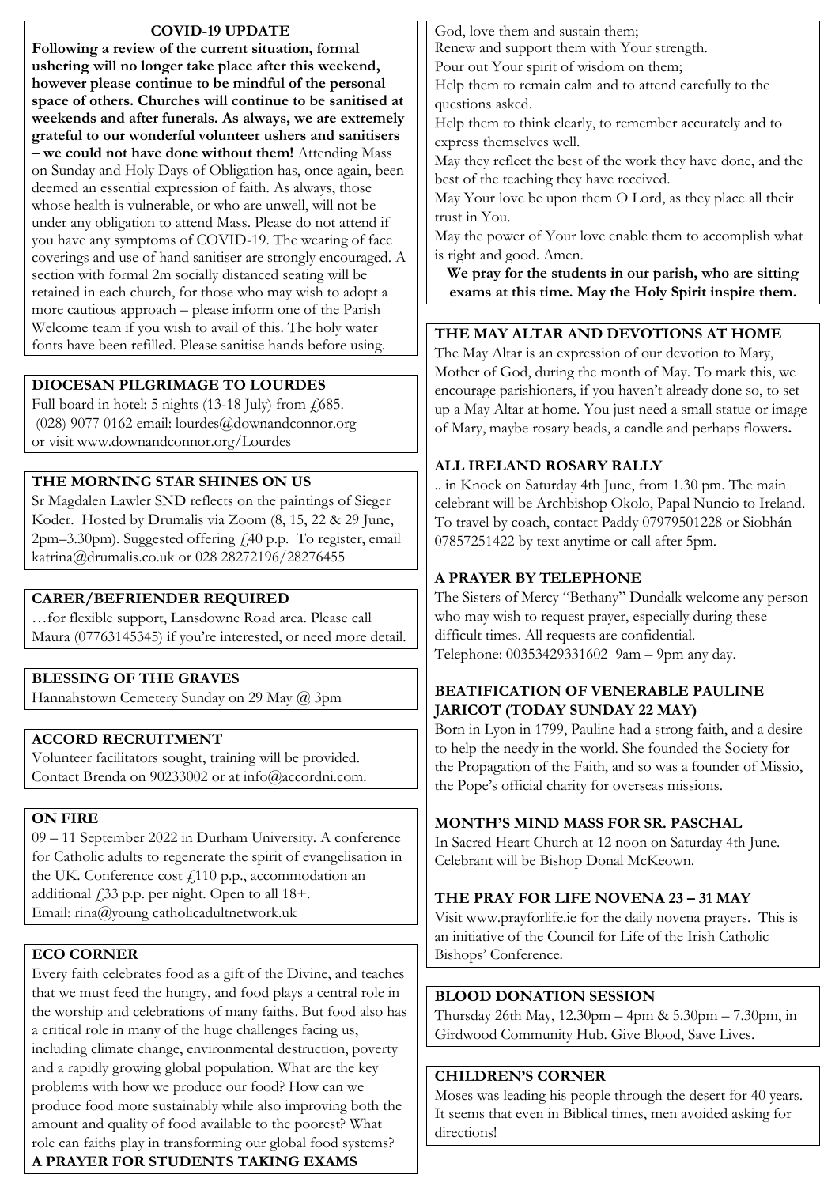## COVID-19 UPDATE

**Following a review of the current situation, formal ushering will no longer take place after this weekend, however please continue to be mindful of the personal space of others. Churches will continue to be sanitised at weekends and after funerals. As always, we are extremely grateful to our wonderful volunteer ushers and sanitisers – we could not have done without them!** Attending Mass on Sunday and Holy Days of Obligation has, once again, been deemed an essential expression of faith. As always, those whose health is vulnerable, or who are unwell, will not be under any obligation to attend Mass. Please do not attend if you have any symptoms of COVID-19. The wearing of face coverings and use of hand sanitiser are strongly encouraged. A section with formal 2m socially distanced seating will be retained in each church, for those who may wish to adopt a more cautious approach – please inform one of the Parish Welcome team if you wish to avail of this. The holy water fonts have been refilled. Please sanitise hands before using.

## DIOCESAN PILGRIMAGE TO LOURDES

Full board in hotel: 5 nights (13-18 July) from £685. (028) 9077 0162 email: lourdes@downandconnor.org or visit www.downandconnor.org/Lourdes

## THE MORNING STAR SHINES ON US

Sr Magdalen Lawler SND reflects on the paintings of Sieger Koder. Hosted by Drumalis via Zoom (8, 15, 22 & 29 June, 2pm–3.30pm). Suggested offering £40 p.p. To register, email katrina@drumalis.co.uk or 028 28272196/28276455

## CARER/BEFRIENDER REQUIRED

…for flexible support, Lansdowne Road area. Please call Maura (07763145345) if you're interested, or need more detail.

## BLESSING OF THE GRAVES

Hannahstown Cemetery Sunday on 29 May @ 3pm

## ACCORD RECRUITMENT

Volunteer facilitators sought, training will be provided. Contact Brenda on 90233002 or at info@accordni.com.

## ON FIRE

09 – 11 September 2022 in Durham University. A conference for Catholic adults to regenerate the spirit of evangelisation in the UK. Conference cost £110 p.p., accommodation an additional £33 p.p. per night. Open to all 18+.
Email: rina@young catholicadultnetwork.uk

## ECO CORNER

Every faith celebrates food as a gift of the Divine, and teaches that we must feed the hungry, and food plays a central role in the worship and celebrations of many faiths. But food also has a critical role in many of the huge challenges facing us, including climate change, environmental destruction, poverty and a rapidly growing global population. What are the key problems with how we produce our food? How can we produce food more sustainably while also improving both the amount and quality of food available to the poorest? What role can faiths play in transforming our global food systems?

## A PRAYER FOR STUDENTS TAKING EXAMS

God, love them and sustain them;
Renew and support them with Your strength.
Pour out Your spirit of wisdom on them;
Help them to remain calm and to attend carefully to the questions asked.
Help them to think clearly, to remember accurately and to express themselves well.
May they reflect the best of the work they have done, and the best of the teaching they have received.
May Your love be upon them O Lord, as they place all their trust in You.
May the power of Your love enable them to accomplish what is right and good. Amen.

**We pray for the students in our parish, who are sitting exams at this time. May the Holy Spirit inspire them.**

## THE MAY ALTAR AND DEVOTIONS AT HOME

The May Altar is an expression of our devotion to Mary, Mother of God, during the month of May. To mark this, we encourage parishioners, if you haven't already done so, to set up a May Altar at home. You just need a small statue or image of Mary, maybe rosary beads, a candle and perhaps flowers**.**

## ALL IRELAND ROSARY RALLY

.. in Knock on Saturday 4th June, from 1.30 pm. The main celebrant will be Archbishop Okolo, Papal Nuncio to Ireland. To travel by coach, contact Paddy 07979501228 or Siobhán 07857251422 by text anytime or call after 5pm.

## A PRAYER BY TELEPHONE

The Sisters of Mercy "Bethany" Dundalk welcome any person who may wish to request prayer, especially during these difficult times. All requests are confidential.
Telephone: 00353429331602 9am – 9pm any day.

## BEATIFICATION OF VENERABLE PAULINE JARICOT (TODAY SUNDAY 22 MAY)

Born in Lyon in 1799, Pauline had a strong faith, and a desire to help the needy in the world. She founded the Society for the Propagation of the Faith, and so was a founder of Missio, the Pope's official charity for overseas missions.

## MONTH'S MIND MASS FOR SR. PASCHAL

In Sacred Heart Church at 12 noon on Saturday 4th June. Celebrant will be Bishop Donal McKeown.

## THE PRAY FOR LIFE NOVENA 23 – 31 MAY

Visit www.prayforlife.ie for the daily novena prayers. This is an initiative of the Council for Life of the Irish Catholic Bishops' Conference.

## BLOOD DONATION SESSION

Thursday 26th May, 12.30pm – 4pm & 5.30pm – 7.30pm, in Girdwood Community Hub. Give Blood, Save Lives.

## CHILDREN'S CORNER

Moses was leading his people through the desert for 40 years. It seems that even in Biblical times, men avoided asking for directions!